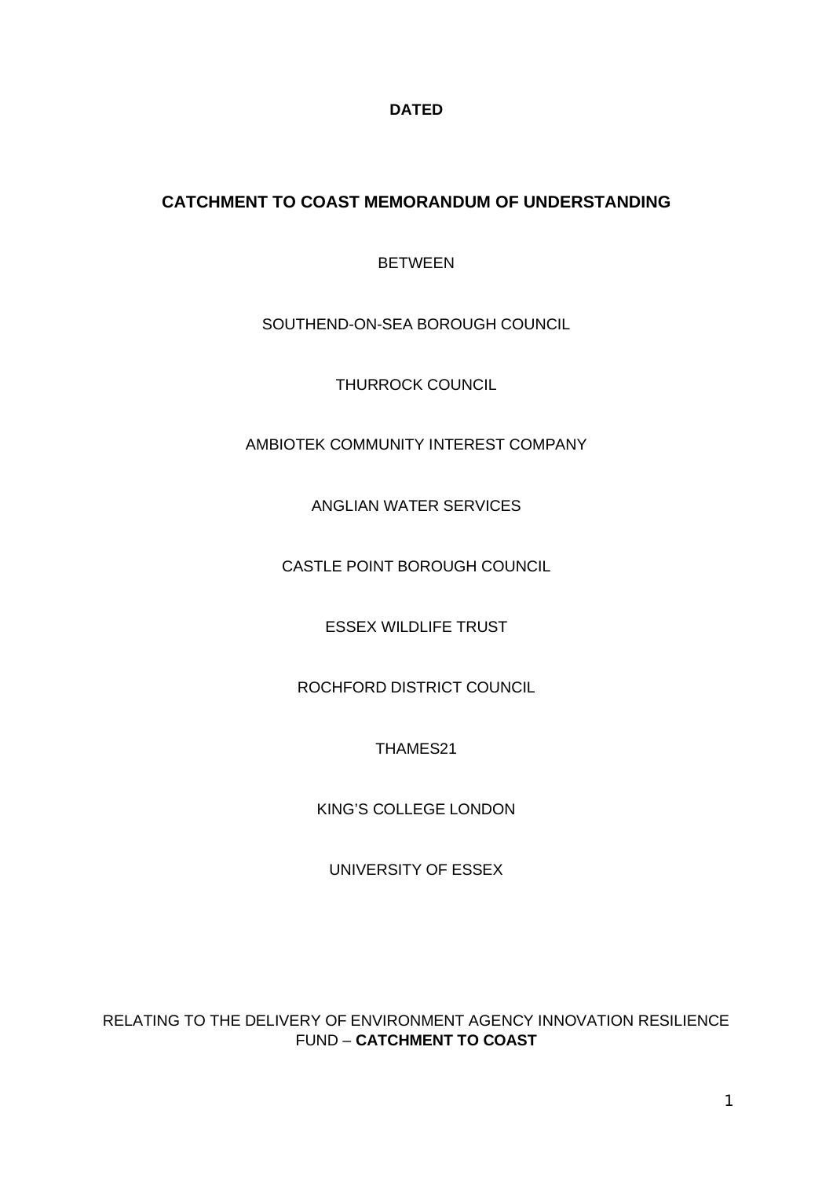**DATED**

# CATCHMENT TO COAST MEMORANDUM OF UNDERSTANDING

BETWEEN

SOUTHEND-ON-SEA BOROUGH COUNCIL

THURROCK COUNCIL

AMBIOTEK COMMUNITY INTEREST COMPANY

ANGLIAN WATER SERVICES

CASTLE POINT BOROUGH COUNCIL

ESSEX WILDLIFE TRUST

ROCHFORD DISTRICT COUNCIL

THAMES21

KING'S COLLEGE LONDON

UNIVERSITY OF ESSEX

RELATING TO THE DELIVERY OF ENVIRONMENT AGENCY INNOVATION RESILIENCE FUND – **CATCHMENT TO COAST**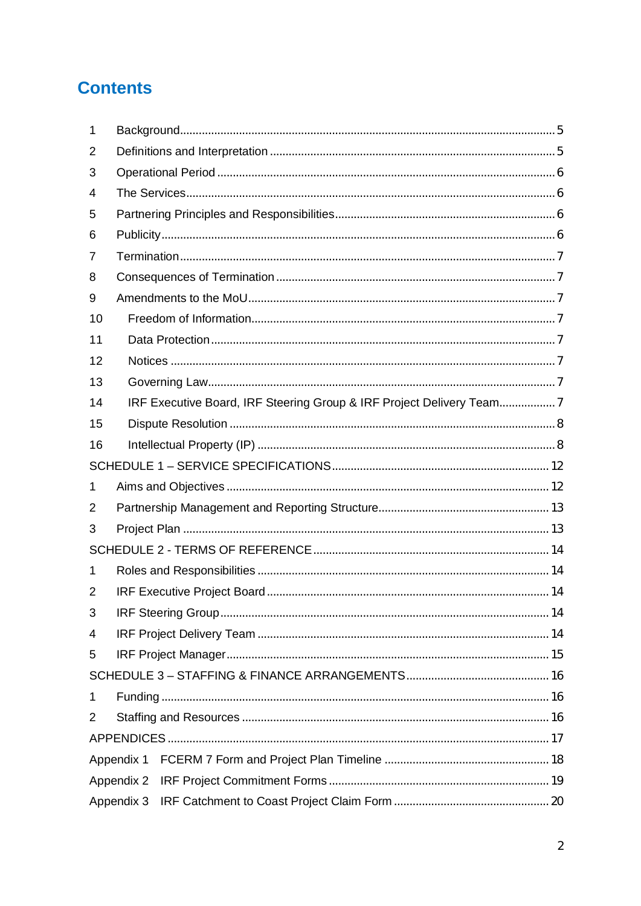# Contents

1 Background........................................................................................................5

2 Definitions and Interpretation ..........................................................................5

3 Operational Period ...........................................................................................6

4 The Services.....................................................................................................6

5 Partnering Principles and Responsibilities........................................................6

6 Publicity.............................................................................................................6

7 Termination.......................................................................................................7

8 Consequences of Termination ..........................................................................7

9 Amendments to the MoU..................................................................................7

10 Freedom of Information...................................................................................7

11 Data Protection...............................................................................................7

12 Notices ...........................................................................................................7

13 Governing Law................................................................................................7

14 IRF Executive Board, IRF Steering Group & IRF Project Delivery Team..................7

15 Dispute Resolution .........................................................................................8

16 Intellectual Property (IP) .................................................................................8

SCHEDULE 1 – SERVICE SPECIFICATIONS.....................................................12

1 Aims and Objectives .......................................................................................12

2 Partnership Management and Reporting Structure.......................................13

3 Project Plan ....................................................................................................13

SCHEDULE 2 - TERMS OF REFERENCE...........................................................14

1 Roles and Responsibilities ..............................................................................14

2 IRF Executive Project Board ...........................................................................14

3 IRF Steering Group.........................................................................................14

4 IRF Project Delivery Team .............................................................................14

5 IRF Project Manager.......................................................................................15

SCHEDULE 3 – STAFFING & FINANCE ARRANGEMENTS..............................16

1 Funding ...........................................................................................................16

2 Staffing and Resources ..................................................................................16

APPENDICES .........................................................................................................17

Appendix 1 FCERM 7 Form and Project Plan Timeline .....................................18

Appendix 2 IRF Project Commitment Forms ......................................................19

Appendix 3 IRF Catchment to Coast Project Claim Form ..................................20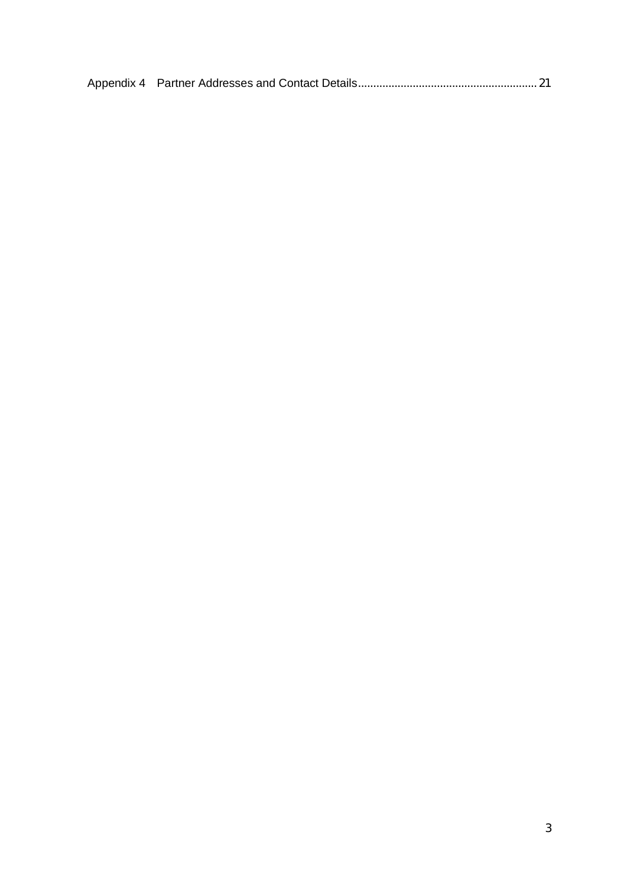Appendix 4 Partner Addresses and Contact Details.......................................................... 21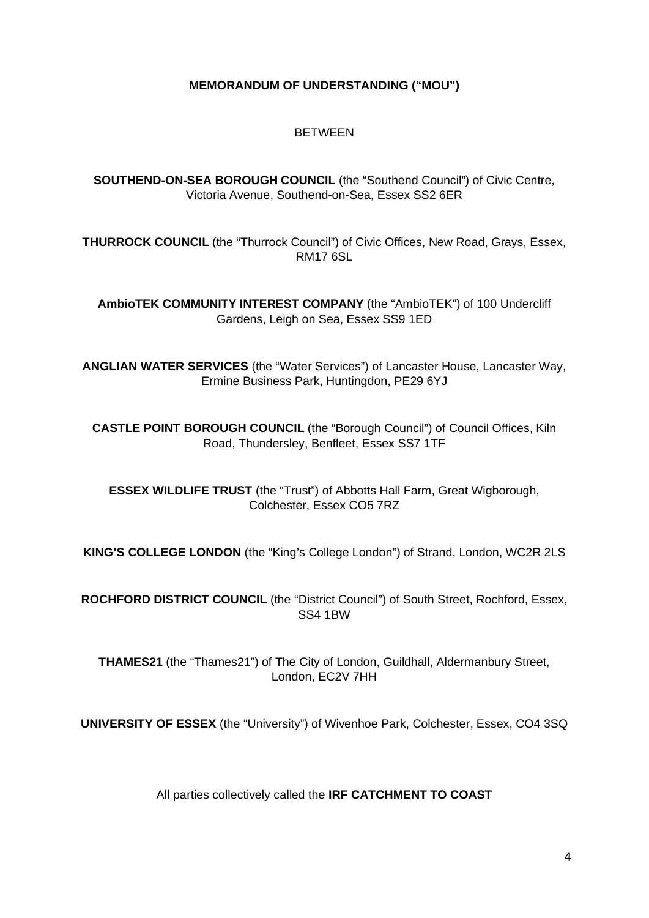**MEMORANDUM OF UNDERSTANDING ("MOU")**

BETWEEN

**SOUTHEND-ON-SEA BOROUGH COUNCIL** (the "Southend Council") of Civic Centre, Victoria Avenue, Southend-on-Sea, Essex SS2 6ER

**THURROCK COUNCIL** (the "Thurrock Council") of Civic Offices, New Road, Grays, Essex, RM17 6SL

**AmbioTEK COMMUNITY INTEREST COMPANY** (the "AmbioTEK") of 100 Undercliff Gardens, Leigh on Sea, Essex SS9 1ED

**ANGLIAN WATER SERVICES** (the "Water Services") of Lancaster House, Lancaster Way, Ermine Business Park, Huntingdon, PE29 6YJ

**CASTLE POINT BOROUGH COUNCIL** (the "Borough Council") of Council Offices, Kiln Road, Thundersley, Benfleet, Essex SS7 1TF

**ESSEX WILDLIFE TRUST** (the "Trust") of Abbotts Hall Farm, Great Wigborough, Colchester, Essex CO5 7RZ

**KING'S COLLEGE LONDON** (the "King's College London") of Strand, London, WC2R 2LS

**ROCHFORD DISTRICT COUNCIL** (the "District Council") of South Street, Rochford, Essex, SS4 1BW

**THAMES21** (the "Thames21") of The City of London, Guildhall, Aldermanbury Street, London, EC2V 7HH

**UNIVERSITY OF ESSEX** (the "University") of Wivenhoe Park, Colchester, Essex, CO4 3SQ

All parties collectively called the **IRF CATCHMENT TO COAST**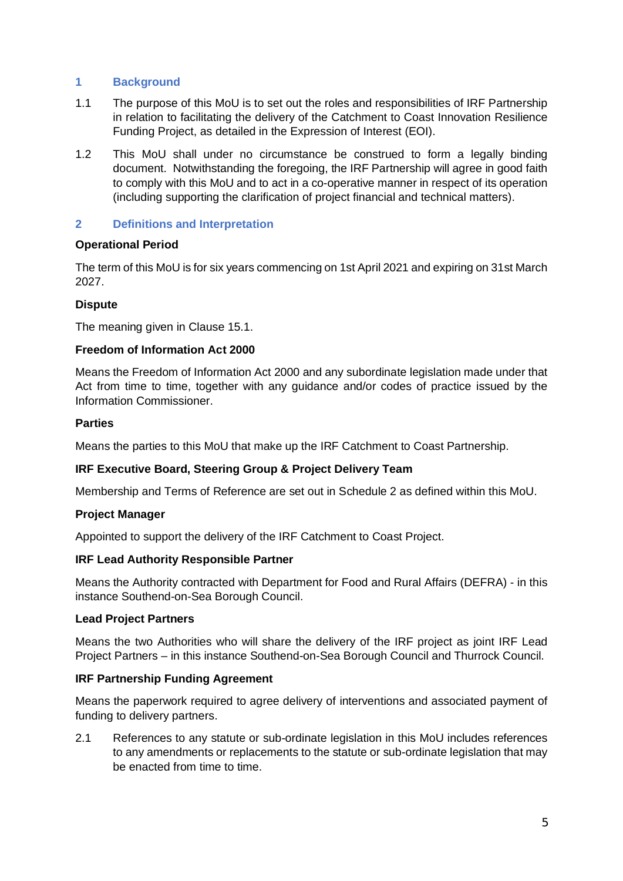## 1 Background

1.1 The purpose of this MoU is to set out the roles and responsibilities of IRF Partnership in relation to facilitating the delivery of the Catchment to Coast Innovation Resilience Funding Project, as detailed in the Expression of Interest (EOI).

1.2 This MoU shall under no circumstance be construed to form a legally binding document. Notwithstanding the foregoing, the IRF Partnership will agree in good faith to comply with this MoU and to act in a co-operative manner in respect of its operation (including supporting the clarification of project financial and technical matters).

## 2 Definitions and Interpretation

**Operational Period**

The term of this MoU is for six years commencing on 1st April 2021 and expiring on 31st March 2027.

**Dispute**

The meaning given in Clause 15.1.

**Freedom of Information Act 2000**

Means the Freedom of Information Act 2000 and any subordinate legislation made under that Act from time to time, together with any guidance and/or codes of practice issued by the Information Commissioner.

**Parties**

Means the parties to this MoU that make up the IRF Catchment to Coast Partnership.

**IRF Executive Board, Steering Group & Project Delivery Team**

Membership and Terms of Reference are set out in Schedule 2 as defined within this MoU.

**Project Manager**

Appointed to support the delivery of the IRF Catchment to Coast Project.

**IRF Lead Authority Responsible Partner**

Means the Authority contracted with Department for Food and Rural Affairs (DEFRA) - in this instance Southend-on-Sea Borough Council.

**Lead Project Partners**

Means the two Authorities who will share the delivery of the IRF project as joint IRF Lead Project Partners – in this instance Southend-on-Sea Borough Council and Thurrock Council.

**IRF Partnership Funding Agreement**

Means the paperwork required to agree delivery of interventions and associated payment of funding to delivery partners.

2.1 References to any statute or sub-ordinate legislation in this MoU includes references to any amendments or replacements to the statute or sub-ordinate legislation that may be enacted from time to time.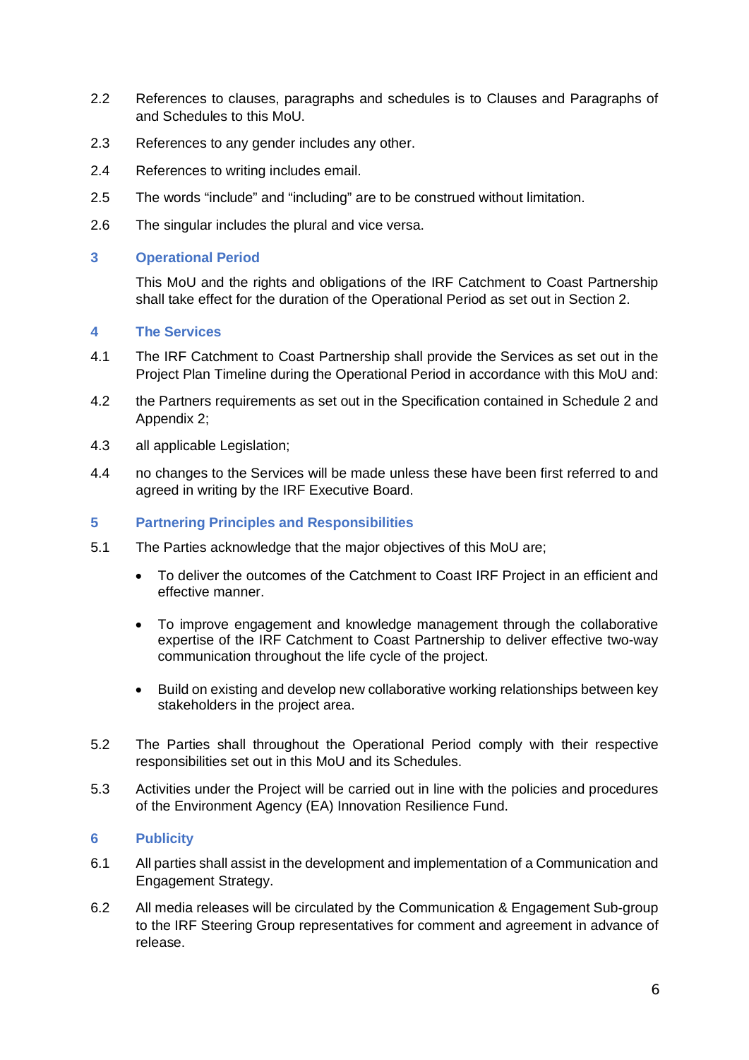2.2 References to clauses, paragraphs and schedules is to Clauses and Paragraphs of and Schedules to this MoU.

2.3 References to any gender includes any other.

2.4 References to writing includes email.

2.5 The words “include” and “including” are to be construed without limitation.

2.6 The singular includes the plural and vice versa.

## 3 Operational Period

This MoU and the rights and obligations of the IRF Catchment to Coast Partnership shall take effect for the duration of the Operational Period as set out in Section 2.

## 4 The Services

4.1 The IRF Catchment to Coast Partnership shall provide the Services as set out in the Project Plan Timeline during the Operational Period in accordance with this MoU and:

4.2 the Partners requirements as set out in the Specification contained in Schedule 2 and Appendix 2;

4.3 all applicable Legislation;

4.4 no changes to the Services will be made unless these have been first referred to and agreed in writing by the IRF Executive Board.

## 5 Partnering Principles and Responsibilities

5.1 The Parties acknowledge that the major objectives of this MoU are;

- To deliver the outcomes of the Catchment to Coast IRF Project in an efficient and effective manner.
- To improve engagement and knowledge management through the collaborative expertise of the IRF Catchment to Coast Partnership to deliver effective two-way communication throughout the life cycle of the project.
- Build on existing and develop new collaborative working relationships between key stakeholders in the project area.

5.2 The Parties shall throughout the Operational Period comply with their respective responsibilities set out in this MoU and its Schedules.

5.3 Activities under the Project will be carried out in line with the policies and procedures of the Environment Agency (EA) Innovation Resilience Fund.

## 6 Publicity

6.1 All parties shall assist in the development and implementation of a Communication and Engagement Strategy.

6.2 All media releases will be circulated by the Communication & Engagement Sub-group to the IRF Steering Group representatives for comment and agreement in advance of release.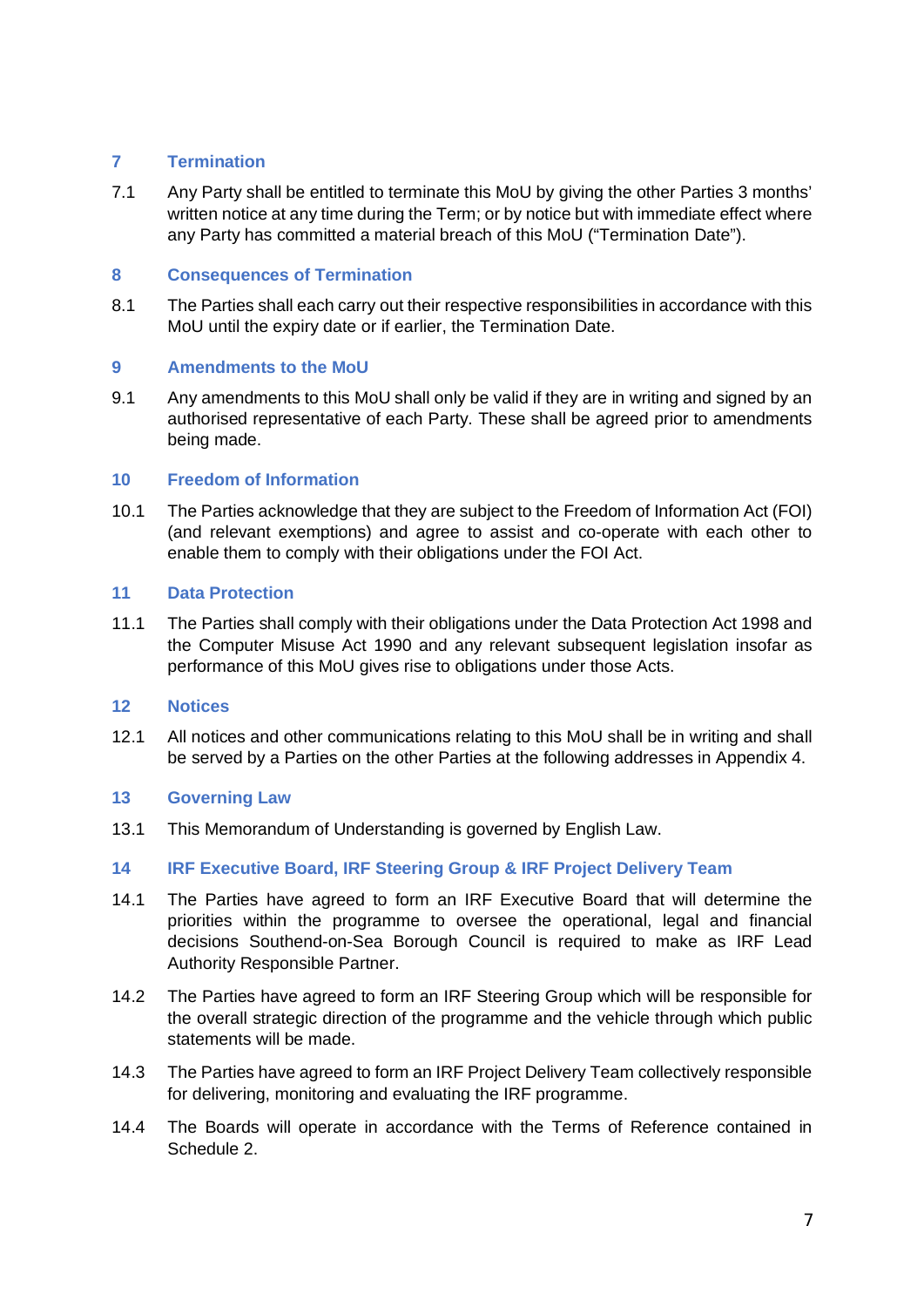## 7 Termination

7.1 Any Party shall be entitled to terminate this MoU by giving the other Parties 3 months' written notice at any time during the Term; or by notice but with immediate effect where any Party has committed a material breach of this MoU ("Termination Date").

## 8 Consequences of Termination

8.1 The Parties shall each carry out their respective responsibilities in accordance with this MoU until the expiry date or if earlier, the Termination Date.

## 9 Amendments to the MoU

9.1 Any amendments to this MoU shall only be valid if they are in writing and signed by an authorised representative of each Party. These shall be agreed prior to amendments being made.

## 10 Freedom of Information

10.1 The Parties acknowledge that they are subject to the Freedom of Information Act (FOI) (and relevant exemptions) and agree to assist and co-operate with each other to enable them to comply with their obligations under the FOI Act.

## 11 Data Protection

11.1 The Parties shall comply with their obligations under the Data Protection Act 1998 and the Computer Misuse Act 1990 and any relevant subsequent legislation insofar as performance of this MoU gives rise to obligations under those Acts.

## 12 Notices

12.1 All notices and other communications relating to this MoU shall be in writing and shall be served by a Parties on the other Parties at the following addresses in Appendix 4.

## 13 Governing Law

13.1 This Memorandum of Understanding is governed by English Law.

## 14 IRF Executive Board, IRF Steering Group & IRF Project Delivery Team

14.1 The Parties have agreed to form an IRF Executive Board that will determine the priorities within the programme to oversee the operational, legal and financial decisions Southend-on-Sea Borough Council is required to make as IRF Lead Authority Responsible Partner.

14.2 The Parties have agreed to form an IRF Steering Group which will be responsible for the overall strategic direction of the programme and the vehicle through which public statements will be made.

14.3 The Parties have agreed to form an IRF Project Delivery Team collectively responsible for delivering, monitoring and evaluating the IRF programme.

14.4 The Boards will operate in accordance with the Terms of Reference contained in Schedule 2.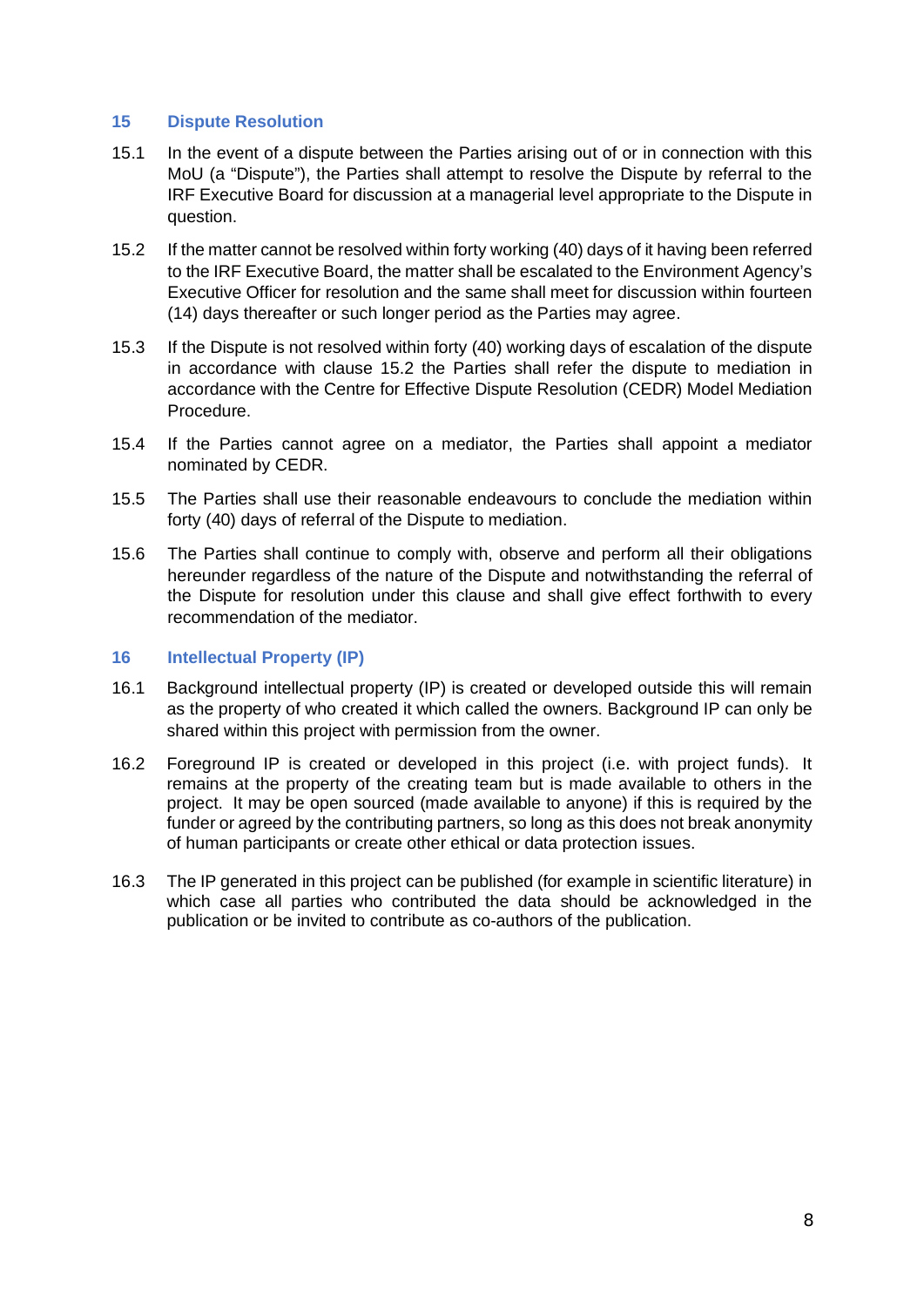## 15 Dispute Resolution

15.1 In the event of a dispute between the Parties arising out of or in connection with this MoU (a "Dispute"), the Parties shall attempt to resolve the Dispute by referral to the IRF Executive Board for discussion at a managerial level appropriate to the Dispute in question.

15.2 If the matter cannot be resolved within forty working (40) days of it having been referred to the IRF Executive Board, the matter shall be escalated to the Environment Agency's Executive Officer for resolution and the same shall meet for discussion within fourteen (14) days thereafter or such longer period as the Parties may agree.

15.3 If the Dispute is not resolved within forty (40) working days of escalation of the dispute in accordance with clause 15.2 the Parties shall refer the dispute to mediation in accordance with the Centre for Effective Dispute Resolution (CEDR) Model Mediation Procedure.

15.4 If the Parties cannot agree on a mediator, the Parties shall appoint a mediator nominated by CEDR.

15.5 The Parties shall use their reasonable endeavours to conclude the mediation within forty (40) days of referral of the Dispute to mediation.

15.6 The Parties shall continue to comply with, observe and perform all their obligations hereunder regardless of the nature of the Dispute and notwithstanding the referral of the Dispute for resolution under this clause and shall give effect forthwith to every recommendation of the mediator.

## 16 Intellectual Property (IP)

16.1 Background intellectual property (IP) is created or developed outside this will remain as the property of who created it which called the owners. Background IP can only be shared within this project with permission from the owner.

16.2 Foreground IP is created or developed in this project (i.e. with project funds). It remains at the property of the creating team but is made available to others in the project. It may be open sourced (made available to anyone) if this is required by the funder or agreed by the contributing partners, so long as this does not break anonymity of human participants or create other ethical or data protection issues.

16.3 The IP generated in this project can be published (for example in scientific literature) in which case all parties who contributed the data should be acknowledged in the publication or be invited to contribute as co-authors of the publication.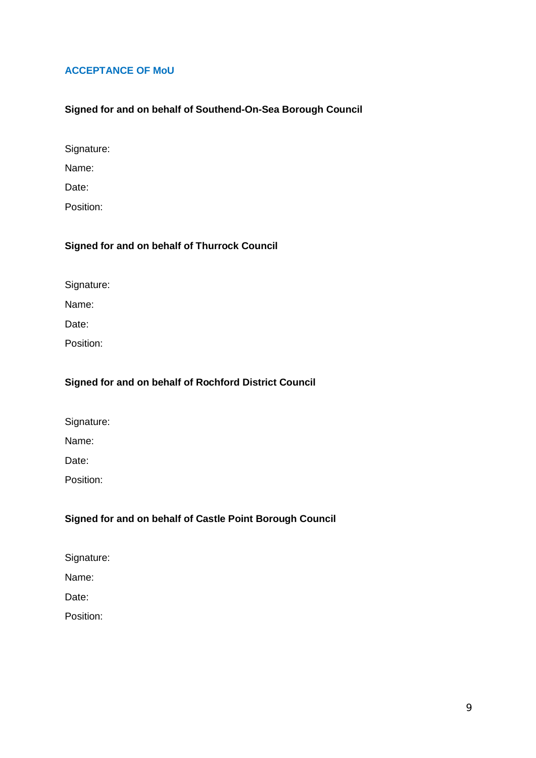## ACCEPTANCE OF MoU

**Signed for and on behalf of Southend-On-Sea Borough Council**

Signature:

Name:

Date:

Position:

**Signed for and on behalf of Thurrock Council**

Signature:

Name:

Date:

Position:

**Signed for and on behalf of Rochford District Council**

Signature:

Name:

Date:

Position:

**Signed for and on behalf of Castle Point Borough Council**

Signature:

Name:

Date:

Position: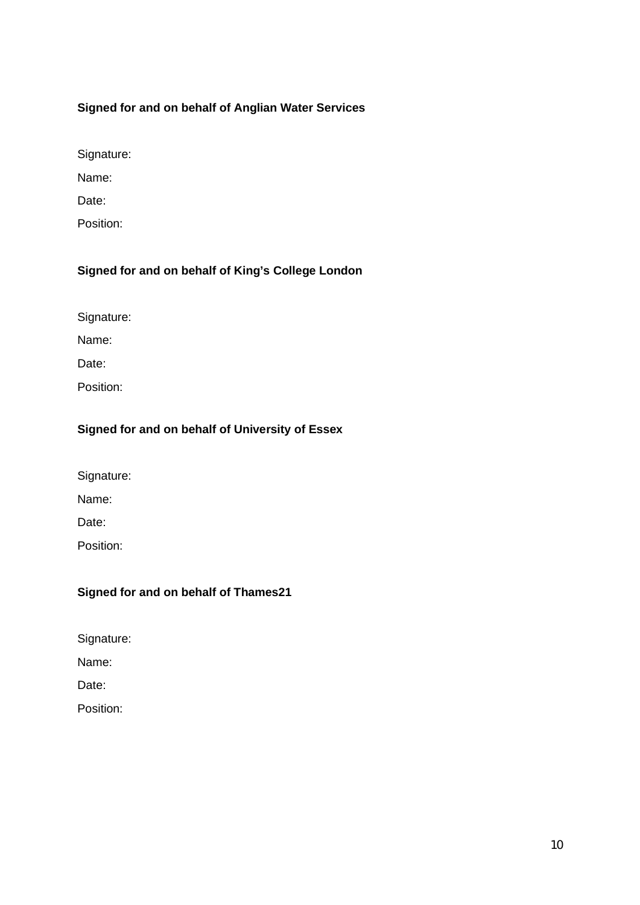**Signed for and on behalf of Anglian Water Services**

Signature:

Name:

Date:

Position:

**Signed for and on behalf of King's College London**

Signature:

Name:

Date:

Position:

**Signed for and on behalf of University of Essex**

Signature:

Name:

Date:

Position:

**Signed for and on behalf of Thames21**

Signature:

Name:

Date:

Position: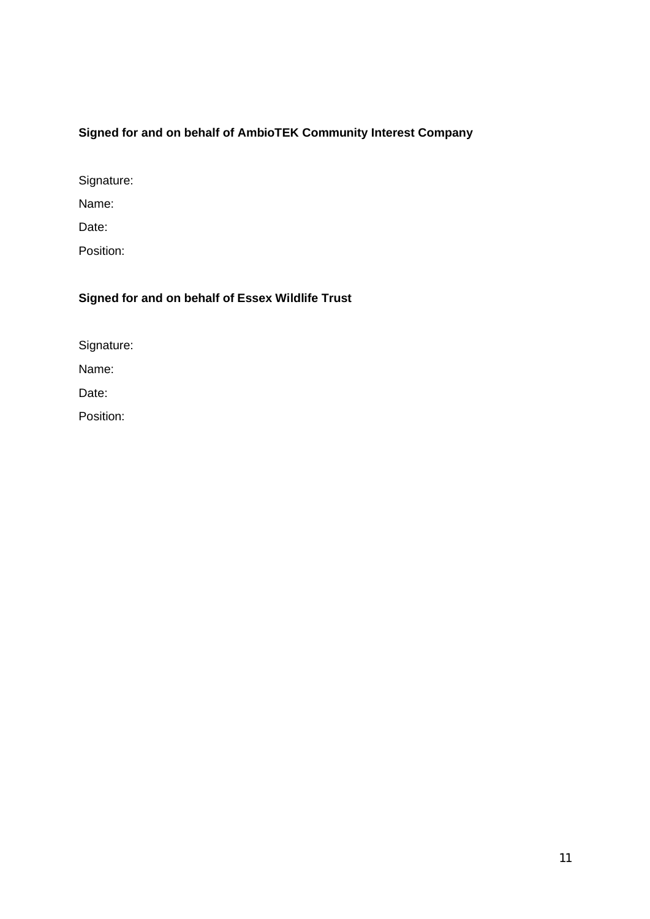**Signed for and on behalf of AmbioTEK Community Interest Company**

Signature:

Name:

Date:

Position:

**Signed for and on behalf of Essex Wildlife Trust**

Signature:

Name:

Date:

Position: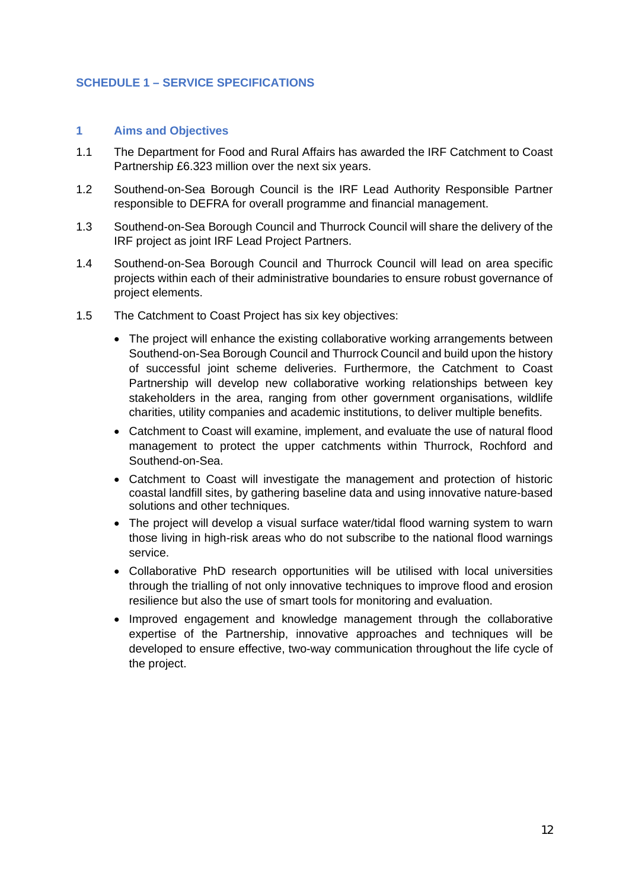## SCHEDULE 1 – SERVICE SPECIFICATIONS

### 1 Aims and Objectives

1.1 The Department for Food and Rural Affairs has awarded the IRF Catchment to Coast Partnership £6.323 million over the next six years.

1.2 Southend-on-Sea Borough Council is the IRF Lead Authority Responsible Partner responsible to DEFRA for overall programme and financial management.

1.3 Southend-on-Sea Borough Council and Thurrock Council will share the delivery of the IRF project as joint IRF Lead Project Partners.

1.4 Southend-on-Sea Borough Council and Thurrock Council will lead on area specific projects within each of their administrative boundaries to ensure robust governance of project elements.

1.5 The Catchment to Coast Project has six key objectives:

- The project will enhance the existing collaborative working arrangements between Southend-on-Sea Borough Council and Thurrock Council and build upon the history of successful joint scheme deliveries. Furthermore, the Catchment to Coast Partnership will develop new collaborative working relationships between key stakeholders in the area, ranging from other government organisations, wildlife charities, utility companies and academic institutions, to deliver multiple benefits.
- Catchment to Coast will examine, implement, and evaluate the use of natural flood management to protect the upper catchments within Thurrock, Rochford and Southend-on-Sea.
- Catchment to Coast will investigate the management and protection of historic coastal landfill sites, by gathering baseline data and using innovative nature-based solutions and other techniques.
- The project will develop a visual surface water/tidal flood warning system to warn those living in high-risk areas who do not subscribe to the national flood warnings service.
- Collaborative PhD research opportunities will be utilised with local universities through the trialling of not only innovative techniques to improve flood and erosion resilience but also the use of smart tools for monitoring and evaluation.
- Improved engagement and knowledge management through the collaborative expertise of the Partnership, innovative approaches and techniques will be developed to ensure effective, two-way communication throughout the life cycle of the project.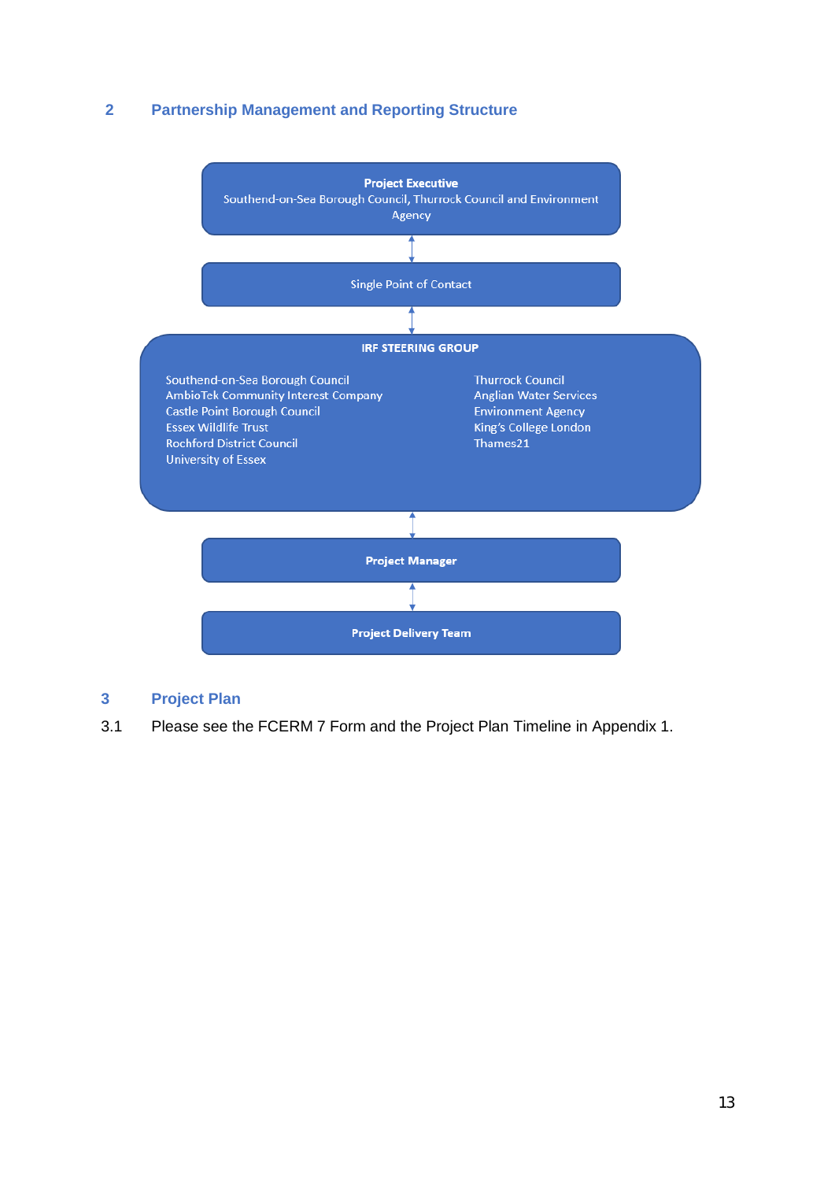## 2 Partnership Management and Reporting Structure

**Project Executive**
Southend-on-Sea Borough Council, Thurrock Council and Environment Agency

↕

Single Point of Contact

↕

**IRF STEERING GROUP**

Southend-on-Sea Borough Council
AmbioTek Community Interest Company
Castle Point Borough Council
Essex Wildlife Trust
Rochford District Council
University of Essex
Thurrock Council
Anglian Water Services
Environment Agency
King's College London
Thames21

↕

**Project Manager**

↕

**Project Delivery Team**

## 3 Project Plan

3.1 Please see the FCERM 7 Form and the Project Plan Timeline in Appendix 1.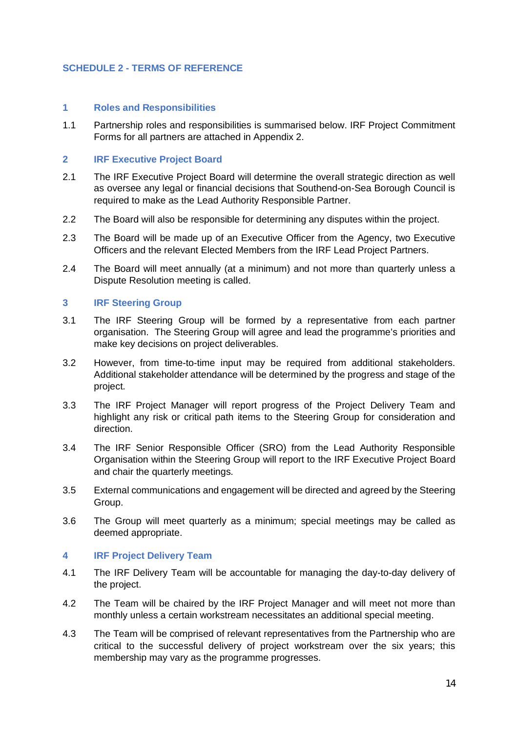## SCHEDULE 2 - TERMS OF REFERENCE

### 1 Roles and Responsibilities

1.1 Partnership roles and responsibilities is summarised below. IRF Project Commitment Forms for all partners are attached in Appendix 2.

### 2 IRF Executive Project Board

2.1 The IRF Executive Project Board will determine the overall strategic direction as well as oversee any legal or financial decisions that Southend-on-Sea Borough Council is required to make as the Lead Authority Responsible Partner.

2.2 The Board will also be responsible for determining any disputes within the project.

2.3 The Board will be made up of an Executive Officer from the Agency, two Executive Officers and the relevant Elected Members from the IRF Lead Project Partners.

2.4 The Board will meet annually (at a minimum) and not more than quarterly unless a Dispute Resolution meeting is called.

### 3 IRF Steering Group

3.1 The IRF Steering Group will be formed by a representative from each partner organisation. The Steering Group will agree and lead the programme's priorities and make key decisions on project deliverables.

3.2 However, from time-to-time input may be required from additional stakeholders. Additional stakeholder attendance will be determined by the progress and stage of the project.

3.3 The IRF Project Manager will report progress of the Project Delivery Team and highlight any risk or critical path items to the Steering Group for consideration and direction.

3.4 The IRF Senior Responsible Officer (SRO) from the Lead Authority Responsible Organisation within the Steering Group will report to the IRF Executive Project Board and chair the quarterly meetings.

3.5 External communications and engagement will be directed and agreed by the Steering Group.

3.6 The Group will meet quarterly as a minimum; special meetings may be called as deemed appropriate.

### 4 IRF Project Delivery Team

4.1 The IRF Delivery Team will be accountable for managing the day-to-day delivery of the project.

4.2 The Team will be chaired by the IRF Project Manager and will meet not more than monthly unless a certain workstream necessitates an additional special meeting.

4.3 The Team will be comprised of relevant representatives from the Partnership who are critical to the successful delivery of project workstream over the six years; this membership may vary as the programme progresses.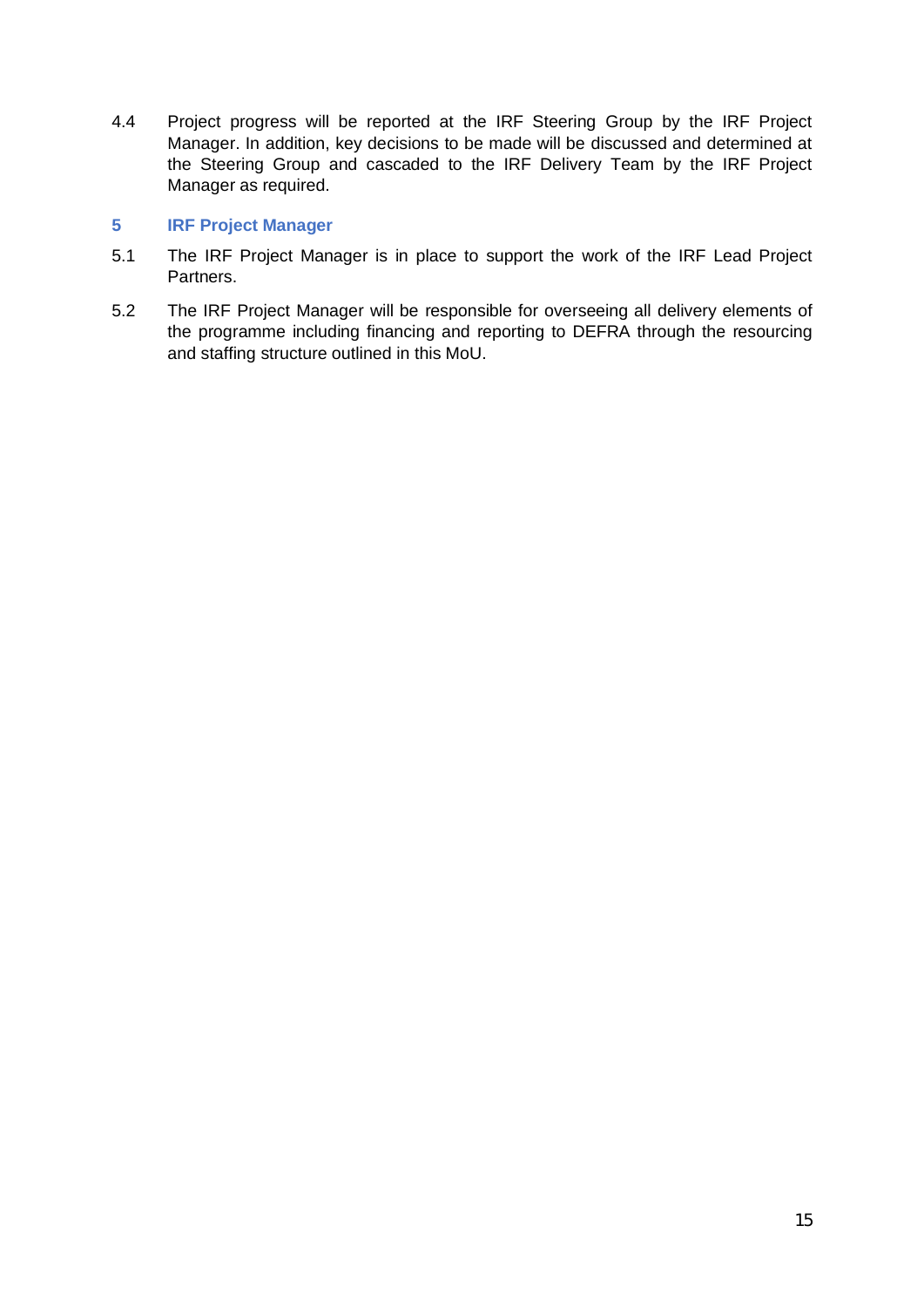4.4 Project progress will be reported at the IRF Steering Group by the IRF Project Manager. In addition, key decisions to be made will be discussed and determined at the Steering Group and cascaded to the IRF Delivery Team by the IRF Project Manager as required.

## 5 IRF Project Manager

5.1 The IRF Project Manager is in place to support the work of the IRF Lead Project Partners.

5.2 The IRF Project Manager will be responsible for overseeing all delivery elements of the programme including financing and reporting to DEFRA through the resourcing and staffing structure outlined in this MoU.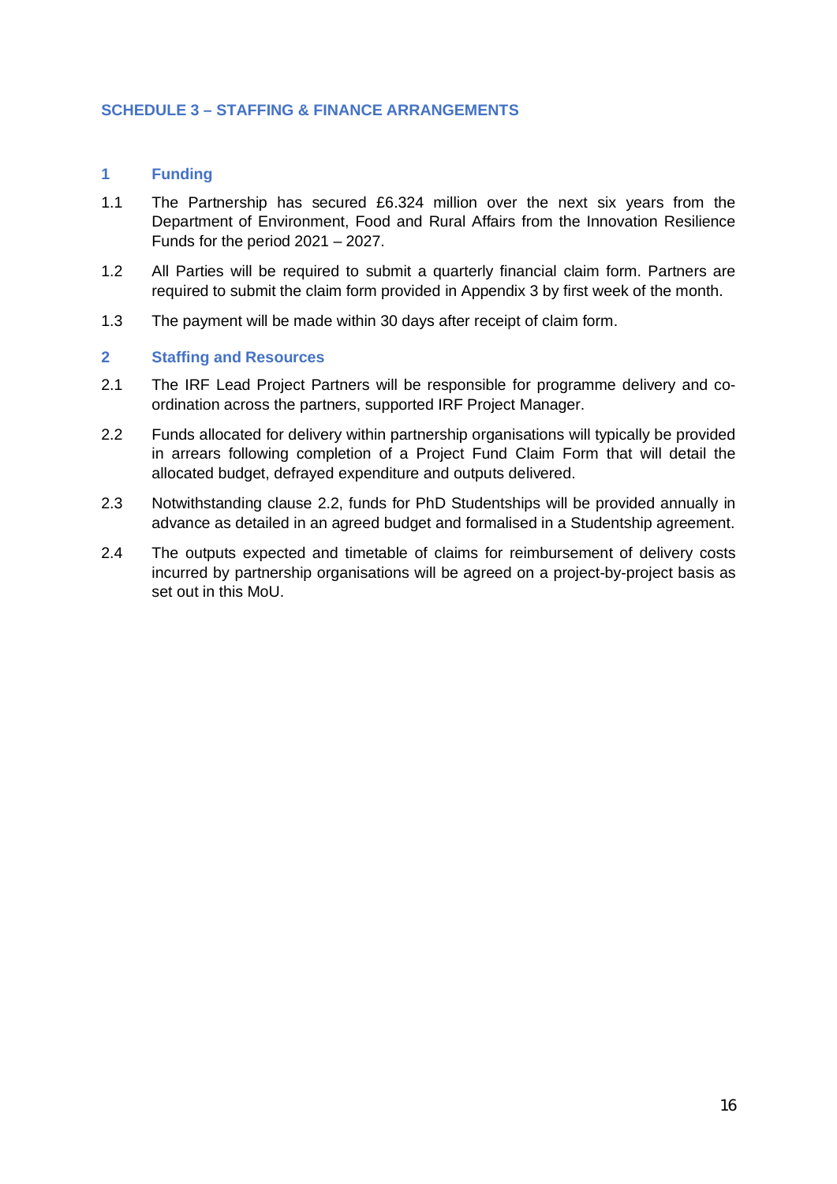## SCHEDULE 3 – STAFFING & FINANCE ARRANGEMENTS

### 1 Funding

1.1 The Partnership has secured £6.324 million over the next six years from the Department of Environment, Food and Rural Affairs from the Innovation Resilience Funds for the period 2021 – 2027.

1.2 All Parties will be required to submit a quarterly financial claim form. Partners are required to submit the claim form provided in Appendix 3 by first week of the month.

1.3 The payment will be made within 30 days after receipt of claim form.

### 2 Staffing and Resources

2.1 The IRF Lead Project Partners will be responsible for programme delivery and co-ordination across the partners, supported IRF Project Manager.

2.2 Funds allocated for delivery within partnership organisations will typically be provided in arrears following completion of a Project Fund Claim Form that will detail the allocated budget, defrayed expenditure and outputs delivered.

2.3 Notwithstanding clause 2.2, funds for PhD Studentships will be provided annually in advance as detailed in an agreed budget and formalised in a Studentship agreement.

2.4 The outputs expected and timetable of claims for reimbursement of delivery costs incurred by partnership organisations will be agreed on a project-by-project basis as set out in this MoU.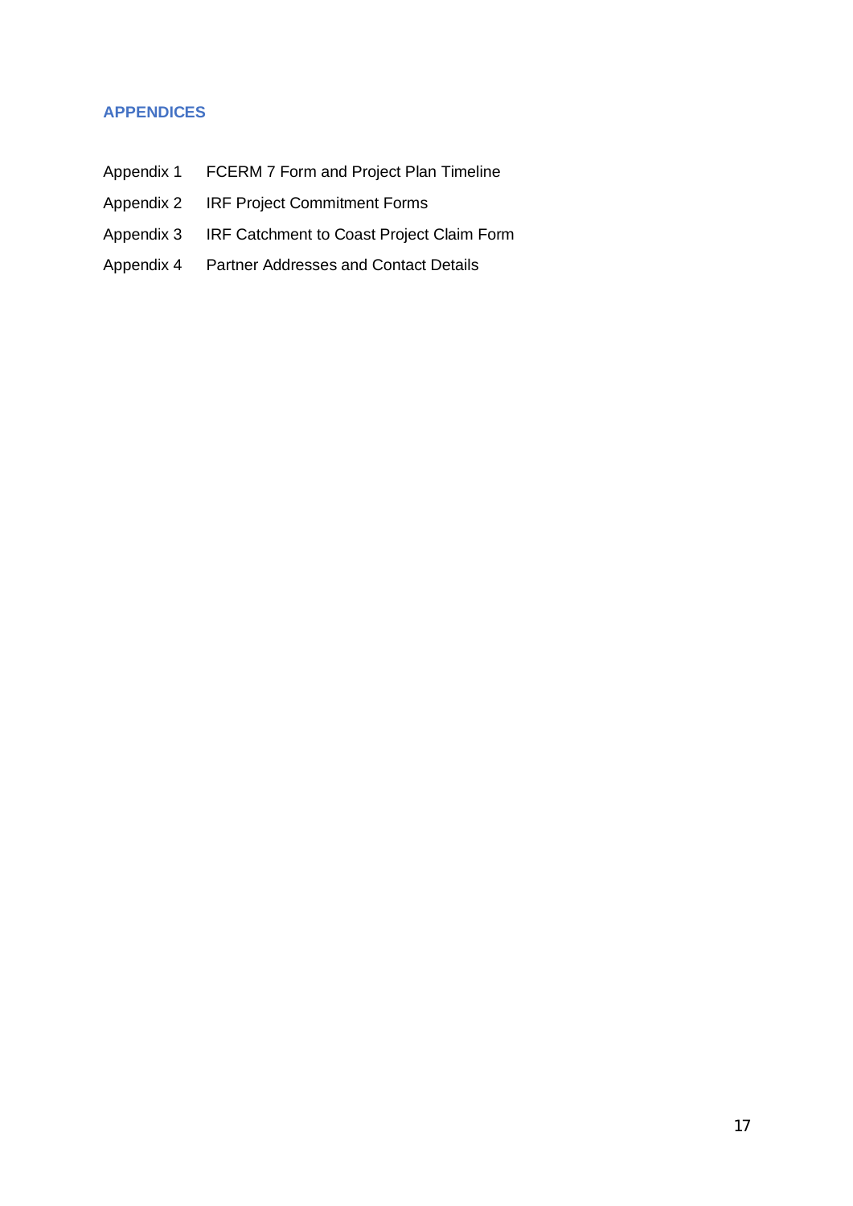## APPENDICES

| | |
|---|---|
| Appendix 1 | FCERM 7 Form and Project Plan Timeline |
| Appendix 2 | IRF Project Commitment Forms |
| Appendix 3 | IRF Catchment to Coast Project Claim Form |
| Appendix 4 | Partner Addresses and Contact Details |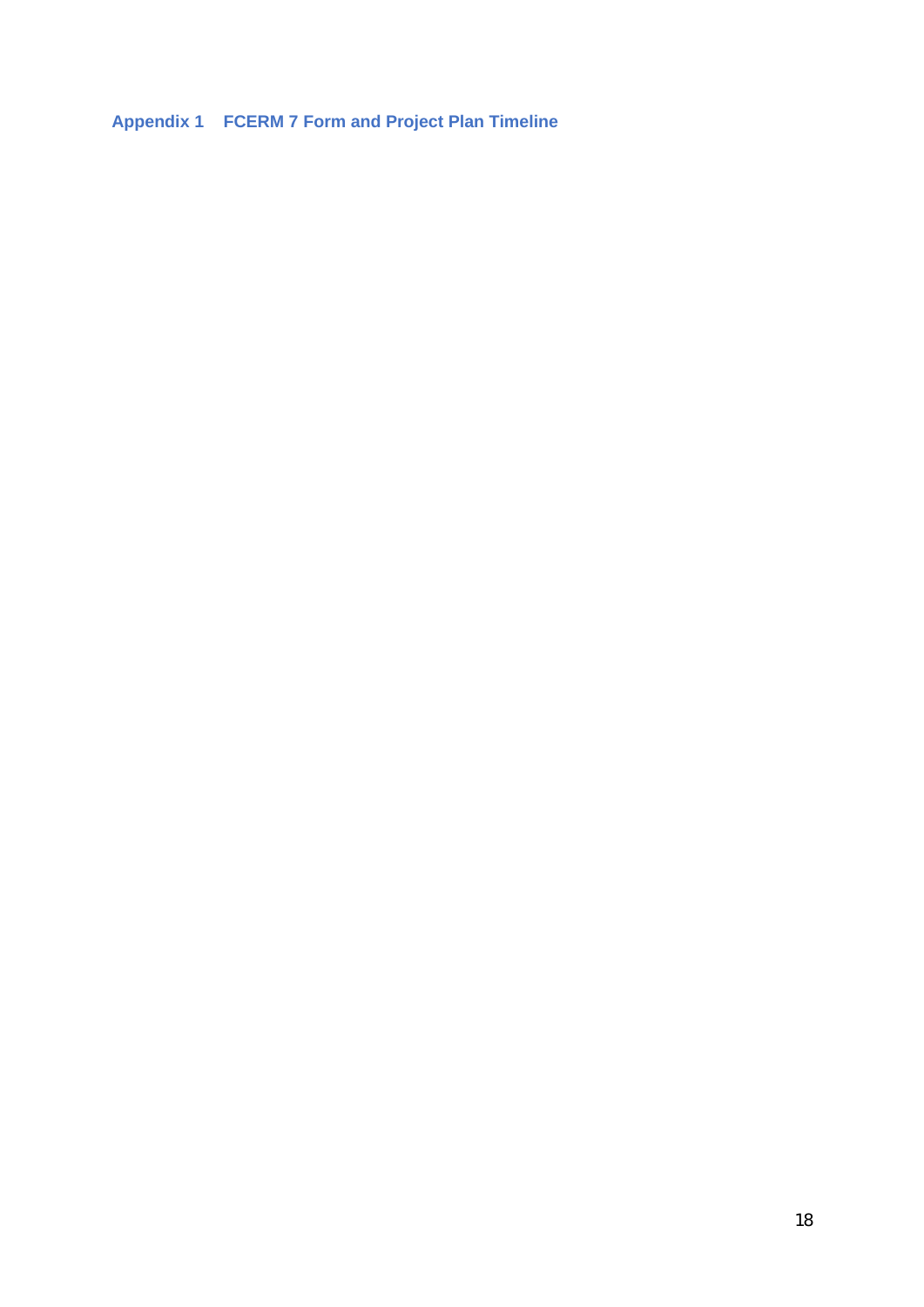## Appendix 1 FCERM 7 Form and Project Plan Timeline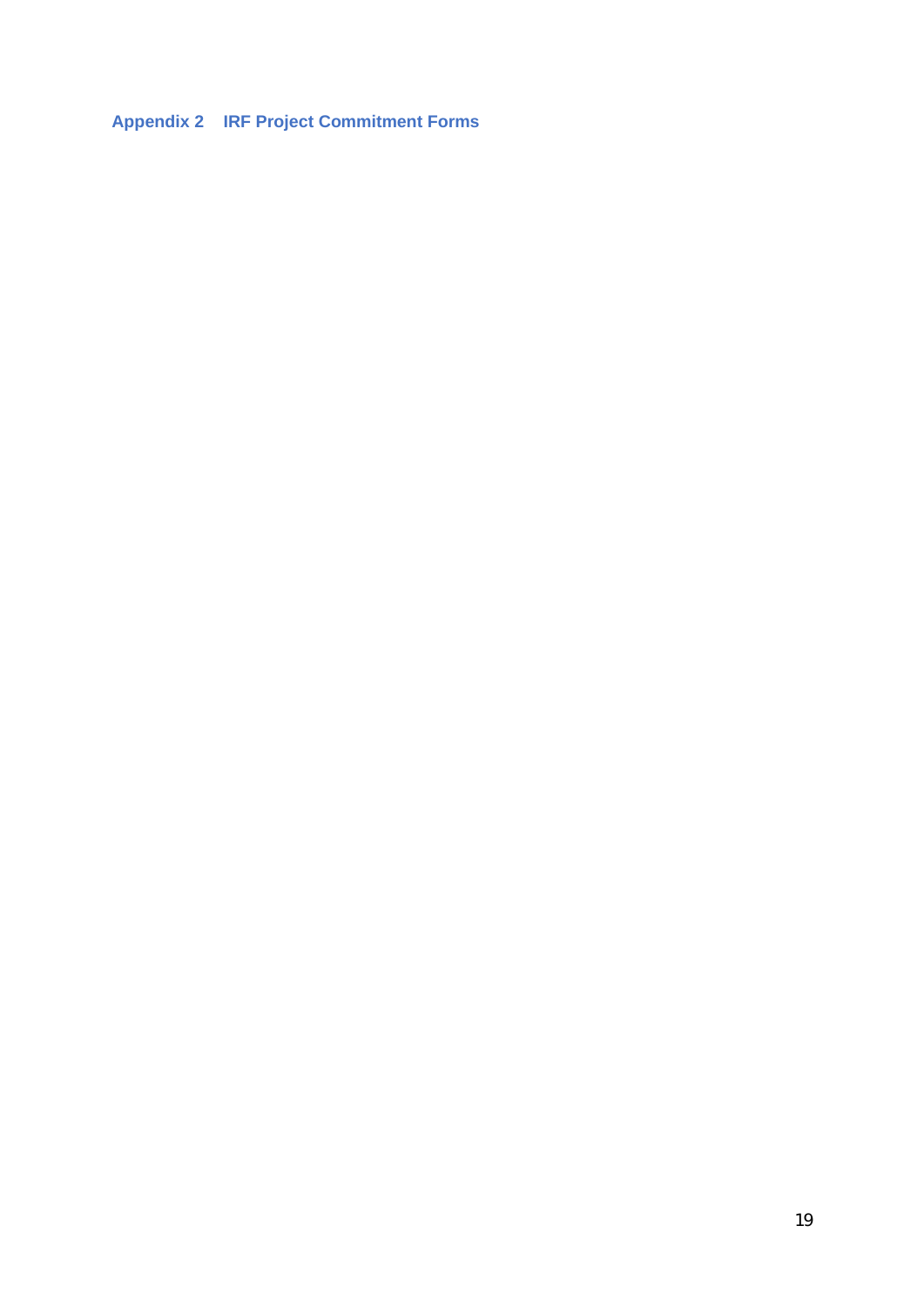## Appendix 2 IRF Project Commitment Forms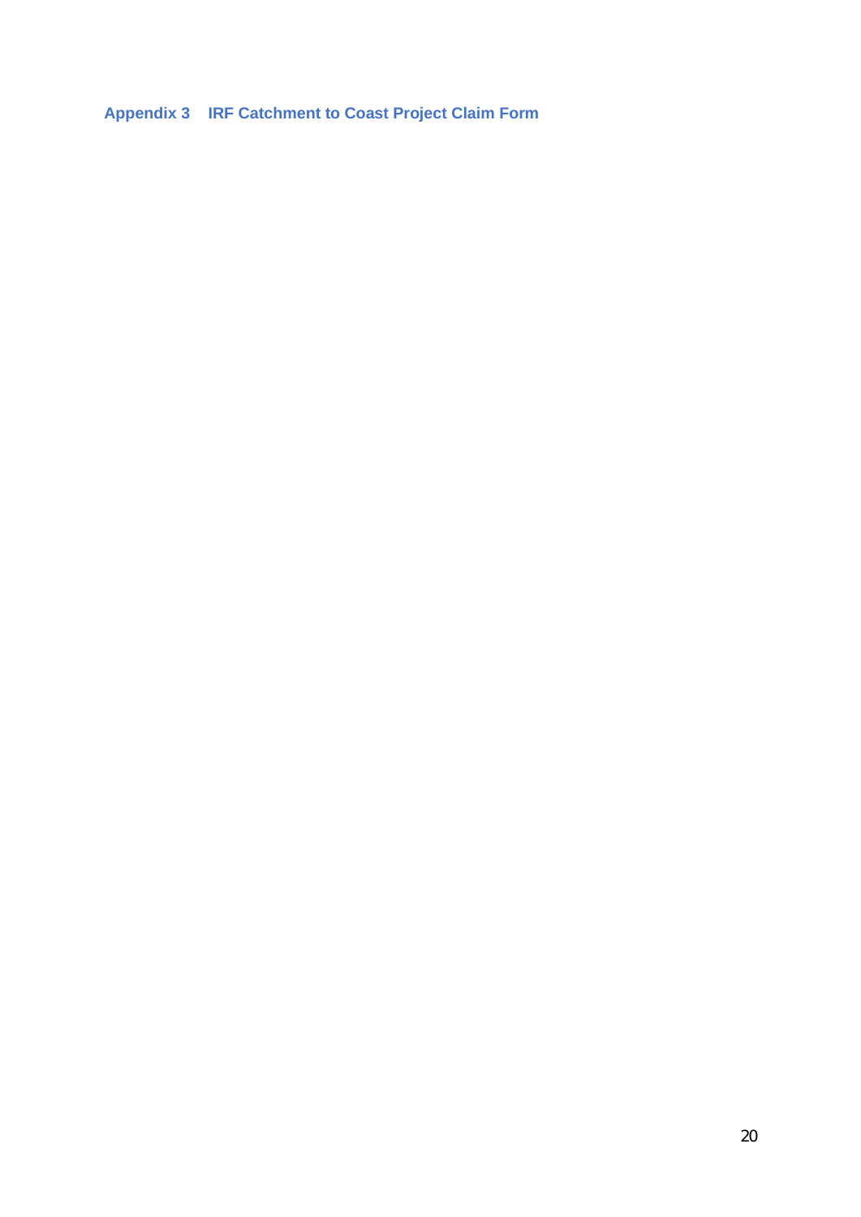## Appendix 3 IRF Catchment to Coast Project Claim Form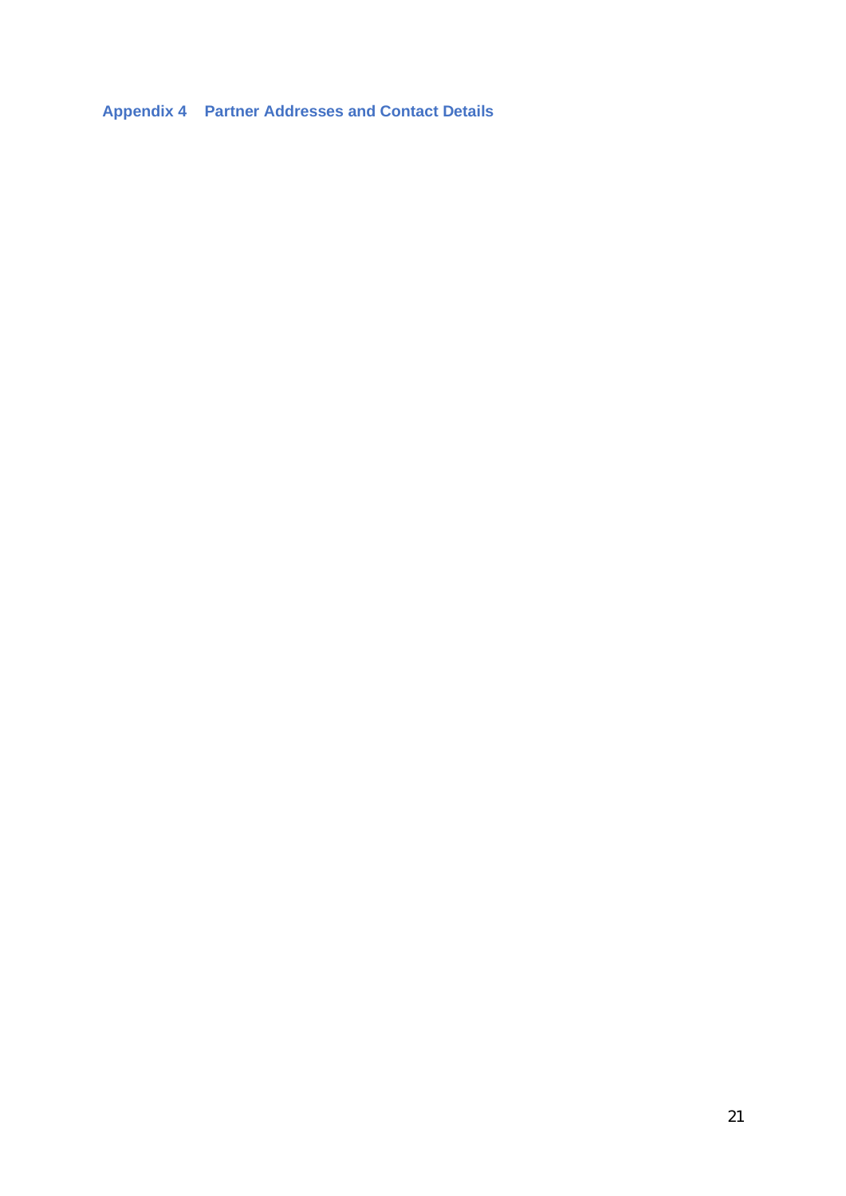## Appendix 4 Partner Addresses and Contact Details